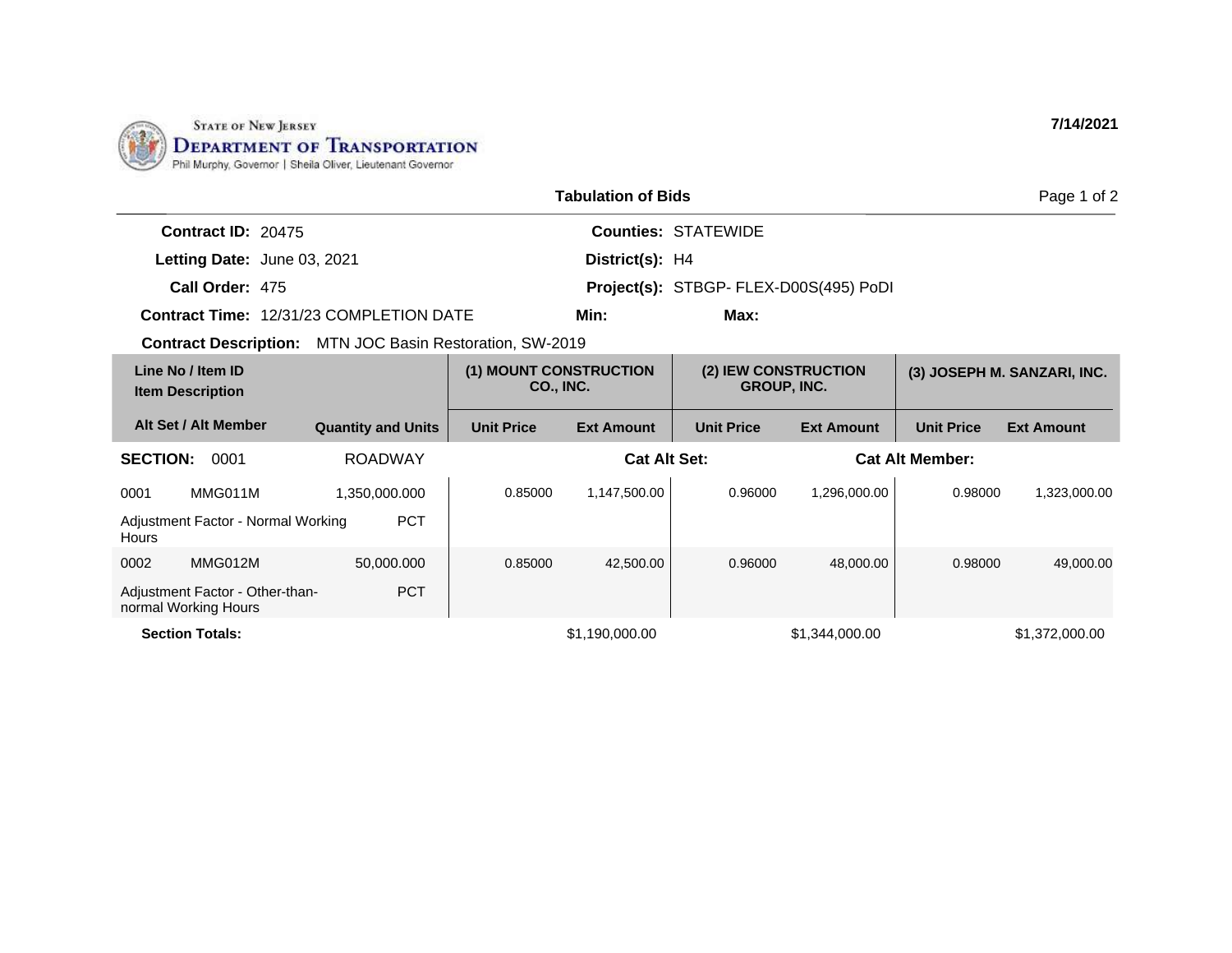STATE OF NEW JERSEY
**DEPARTMENT OF TRANSPORTATION**
Phil Murphy, Governor | Sheila Oliver, Lieutenant Governor

**7/14/2021**

## Tabulation of Bids

**Contract ID:** 20475
**Letting Date:** June 03, 2021
**Call Order:** 475
**Contract Time:** 12/31/23 COMPLETION DATE

**Counties:** STATEWIDE
**District(s):** H4
**Project(s):** STBGP- FLEX-D00S(495) PoDI
**Min:**
**Max:**

**Contract Description:** MTN JOC Basin Restoration, SW-2019

| Line No / Item ID<br>Item Description | | Quantity and Units | (1) MOUNT CONSTRUCTION CO., INC. | | (2) IEW CONSTRUCTION GROUP, INC. | | (3) JOSEPH M. SANZARI, INC. | |
|---|---|---|---|---|---|---|---|---|
| **Alt Set / Alt Member** | | | **Unit Price** | **Ext Amount** | **Unit Price** | **Ext Amount** | **Unit Price** | **Ext Amount** |
| **SECTION:** 0001 | | ROADWAY | | **Cat Alt Set:** | | **Cat Alt Member:** | | |
| 0001 | MMG011M | 1,350,000.000 | 0.85000 | 1,147,500.00 | 0.96000 | 1,296,000.00 | 0.98000 | 1,323,000.00 |
| Adjustment Factor - Normal Working Hours | | PCT | | | | | | |
| 0002 | MMG012M | 50,000.000 | 0.85000 | 42,500.00 | 0.96000 | 48,000.00 | 0.98000 | 49,000.00 |
| Adjustment Factor - Other-than-normal Working Hours | | PCT | | | | | | |
| **Section Totals:** | | | | $1,190,000.00 | | $1,344,000.00 | | $1,372,000.00 |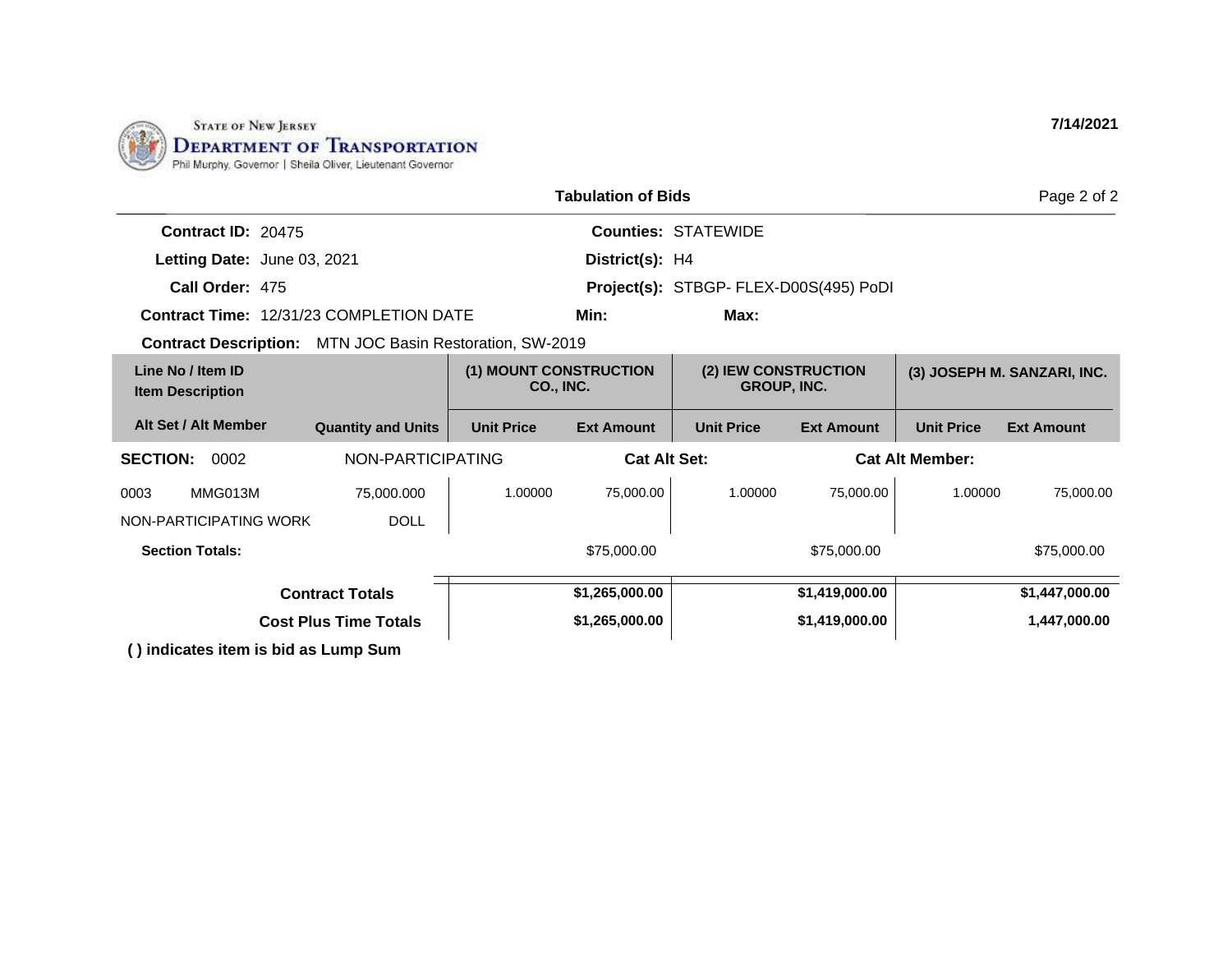STATE OF NEW JERSEY
**DEPARTMENT OF TRANSPORTATION**
Phil Murphy, Governor | Sheila Oliver, Lieutenant Governor

**7/14/2021**

## Tabulation of Bids

| | | | |
|---|---|---|---|
| **Contract ID:** | 20475 | **Counties:** | STATEWIDE |
| **Letting Date:** | June 03, 2021 | **District(s):** | H4 |
| **Call Order:** | 475 | **Project(s):** | STBGP- FLEX-D00S(495) PoDI |
| **Contract Time:** | 12/31/23 COMPLETION DATE | **Min:** | **Max:** |

**Contract Description:** MTN JOC Basin Restoration, SW-2019

| Line No / Item ID / Item Description | | | (1) MOUNT CONSTRUCTION CO., INC. | | (2) IEW CONSTRUCTION GROUP, INC. | | (3) JOSEPH M. SANZARI, INC. | |
|---|---|---|---|---|---|---|---|---|
| **Alt Set / Alt Member** | | **Quantity and Units** | **Unit Price** | **Ext Amount** | **Unit Price** | **Ext Amount** | **Unit Price** | **Ext Amount** |
| **SECTION:** 0002 | | NON-PARTICIPATING | | **Cat Alt Set:** | | **Cat Alt Member:** | | |
| 0003 | MMG013M | 75,000.000 | 1.00000 | 75,000.00 | 1.00000 | 75,000.00 | 1.00000 | 75,000.00 |
| NON-PARTICIPATING WORK | | DOLL | | | | | | |
| **Section Totals:** | | | | $75,000.00 | | $75,000.00 | | $75,000.00 |
| | | **Contract Totals** | | **$1,265,000.00** | | **$1,419,000.00** | | **$1,447,000.00** |
| | | **Cost Plus Time Totals** | | **$1,265,000.00** | | **$1,419,000.00** | | **1,447,000.00** |

**( ) indicates item is bid as Lump Sum**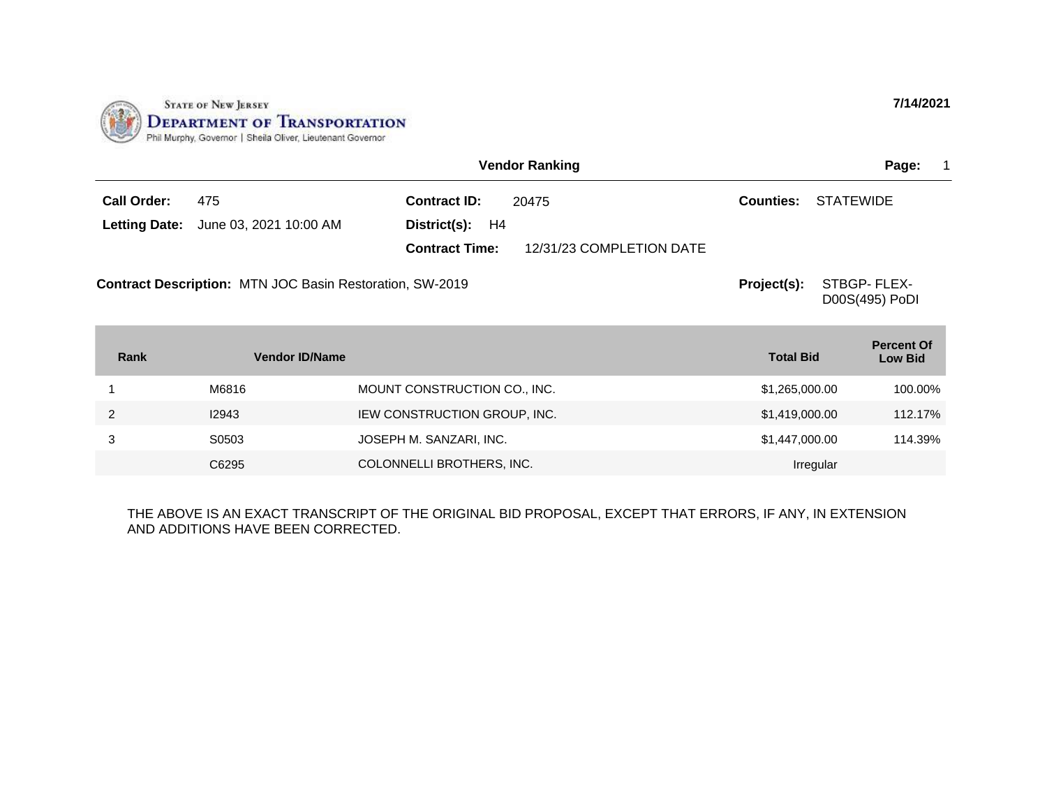STATE OF NEW JERSEY
**DEPARTMENT OF TRANSPORTATION**
Phil Murphy, Governor | Sheila Oliver, Lieutenant Governor

**7/14/2021**

## Vendor Ranking

**Page:** 1

**Call Order:** 475
**Letting Date:** June 03, 2021 10:00 AM

**Contract ID:** 20475
**District(s):** H4
**Contract Time:** 12/31/23 COMPLETION DATE

**Counties:** STATEWIDE

**Contract Description:** MTN JOC Basin Restoration, SW-2019

**Project(s):** STBGP- FLEX- D00S(495) PoDI

| Rank | Vendor ID/Name | | Total Bid | Percent Of Low Bid |
|---|---|---|---|---|
| 1 | M6816 | MOUNT CONSTRUCTION CO., INC. | $1,265,000.00 | 100.00% |
| 2 | I2943 | IEW CONSTRUCTION GROUP, INC. | $1,419,000.00 | 112.17% |
| 3 | S0503 | JOSEPH M. SANZARI, INC. | $1,447,000.00 | 114.39% |
| | C6295 | COLONNELLI BROTHERS, INC. | Irregular | |

THE ABOVE IS AN EXACT TRANSCRIPT OF THE ORIGINAL BID PROPOSAL, EXCEPT THAT ERRORS, IF ANY, IN EXTENSION AND ADDITIONS HAVE BEEN CORRECTED.